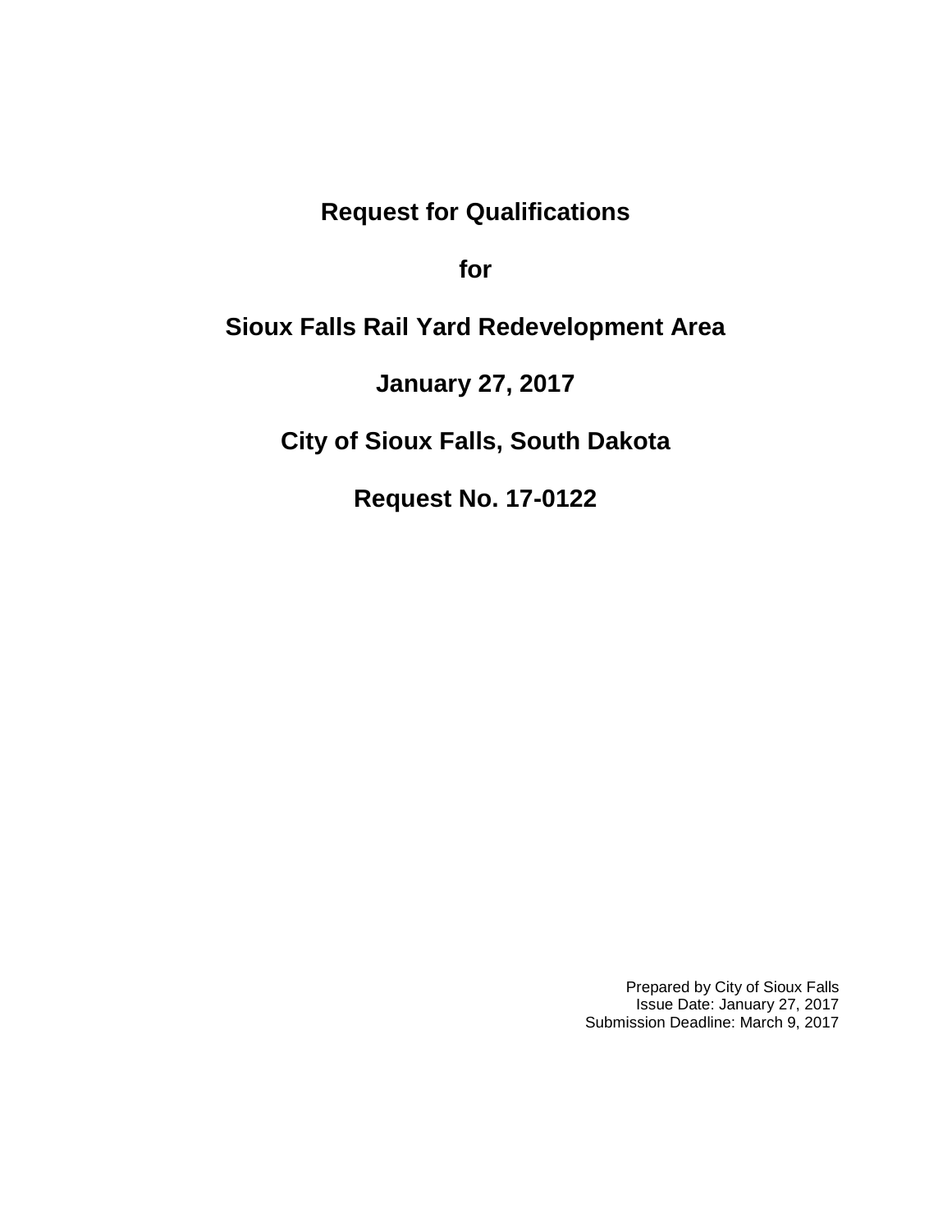# Request for Qualifications

# for

# Sioux Falls Rail Yard Redevelopment Area

# January 27, 2017

# City of Sioux Falls, South Dakota

# Request No. 17-0122

Prepared by City of Sioux Falls
Issue Date: January 27, 2017
Submission Deadline: March 9, 2017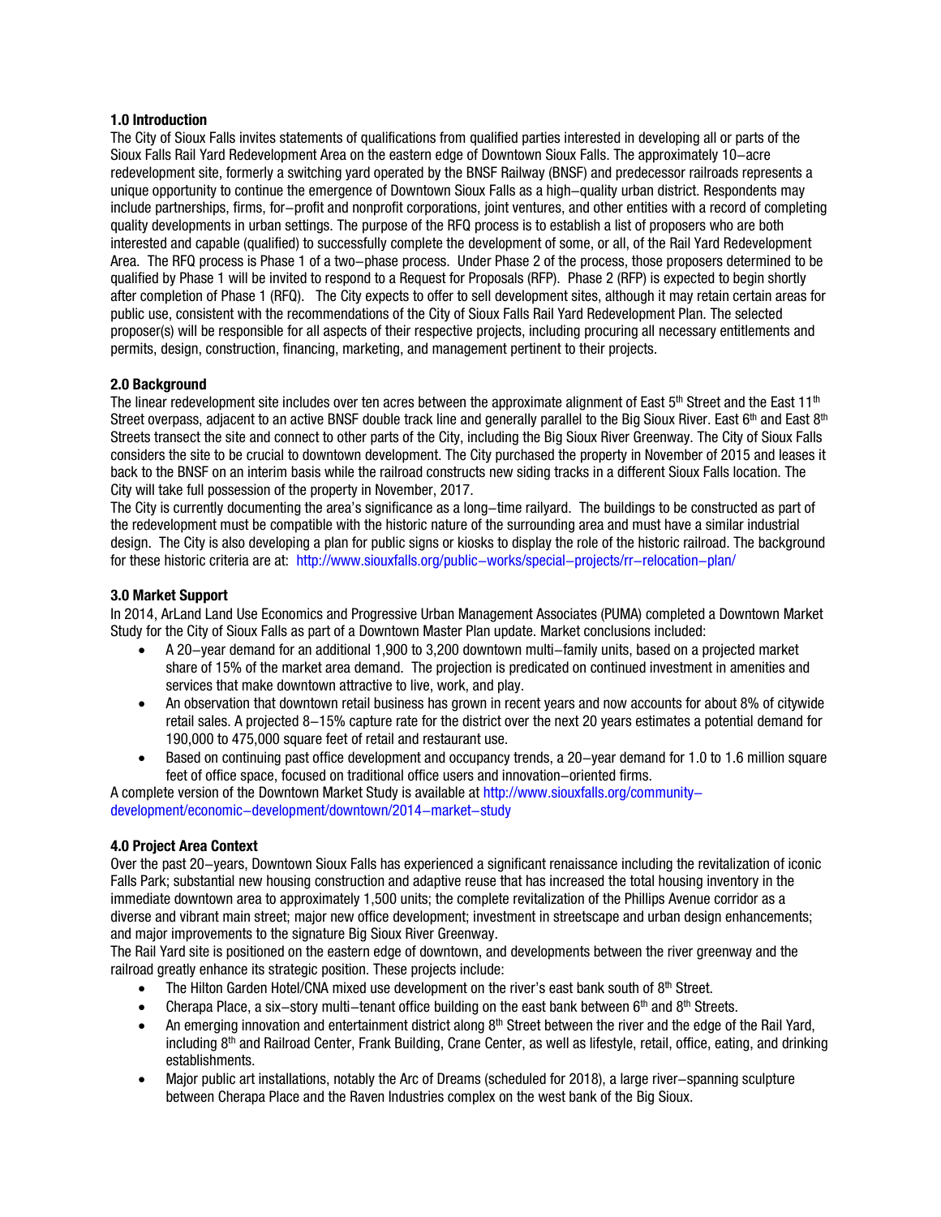## 1.0 Introduction

The City of Sioux Falls invites statements of qualifications from qualified parties interested in developing all or parts of the Sioux Falls Rail Yard Redevelopment Area on the eastern edge of Downtown Sioux Falls. The approximately 10–acre redevelopment site, formerly a switching yard operated by the BNSF Railway (BNSF) and predecessor railroads represents a unique opportunity to continue the emergence of Downtown Sioux Falls as a high–quality urban district. Respondents may include partnerships, firms, for–profit and nonprofit corporations, joint ventures, and other entities with a record of completing quality developments in urban settings. The purpose of the RFQ process is to establish a list of proposers who are both interested and capable (qualified) to successfully complete the development of some, or all, of the Rail Yard Redevelopment Area. The RFQ process is Phase 1 of a two–phase process. Under Phase 2 of the process, those proposers determined to be qualified by Phase 1 will be invited to respond to a Request for Proposals (RFP). Phase 2 (RFP) is expected to begin shortly after completion of Phase 1 (RFQ). The City expects to offer to sell development sites, although it may retain certain areas for public use, consistent with the recommendations of the City of Sioux Falls Rail Yard Redevelopment Plan. The selected proposer(s) will be responsible for all aspects of their respective projects, including procuring all necessary entitlements and permits, design, construction, financing, marketing, and management pertinent to their projects.

## 2.0 Background

The linear redevelopment site includes over ten acres between the approximate alignment of East 5th Street and the East 11th Street overpass, adjacent to an active BNSF double track line and generally parallel to the Big Sioux River. East 6th and East 8th Streets transect the site and connect to other parts of the City, including the Big Sioux River Greenway. The City of Sioux Falls considers the site to be crucial to downtown development. The City purchased the property in November of 2015 and leases it back to the BNSF on an interim basis while the railroad constructs new siding tracks in a different Sioux Falls location. The City will take full possession of the property in November, 2017.

The City is currently documenting the area's significance as a long–time railyard. The buildings to be constructed as part of the redevelopment must be compatible with the historic nature of the surrounding area and must have a similar industrial design. The City is also developing a plan for public signs or kiosks to display the role of the historic railroad. The background for these historic criteria are at: http://www.siouxfalls.org/public–works/special–projects/rr–relocation–plan/

## 3.0 Market Support

In 2014, ArLand Land Use Economics and Progressive Urban Management Associates (PUMA) completed a Downtown Market Study for the City of Sioux Falls as part of a Downtown Master Plan update. Market conclusions included:

- A 20–year demand for an additional 1,900 to 3,200 downtown multi–family units, based on a projected market share of 15% of the market area demand. The projection is predicated on continued investment in amenities and services that make downtown attractive to live, work, and play.
- An observation that downtown retail business has grown in recent years and now accounts for about 8% of citywide retail sales. A projected 8–15% capture rate for the district over the next 20 years estimates a potential demand for 190,000 to 475,000 square feet of retail and restaurant use.
- Based on continuing past office development and occupancy trends, a 20–year demand for 1.0 to 1.6 million square feet of office space, focused on traditional office users and innovation–oriented firms.

A complete version of the Downtown Market Study is available at http://www.siouxfalls.org/community–development/economic–development/downtown/2014–market–study

## 4.0 Project Area Context

Over the past 20–years, Downtown Sioux Falls has experienced a significant renaissance including the revitalization of iconic Falls Park; substantial new housing construction and adaptive reuse that has increased the total housing inventory in the immediate downtown area to approximately 1,500 units; the complete revitalization of the Phillips Avenue corridor as a diverse and vibrant main street; major new office development; investment in streetscape and urban design enhancements; and major improvements to the signature Big Sioux River Greenway.

The Rail Yard site is positioned on the eastern edge of downtown, and developments between the river greenway and the railroad greatly enhance its strategic position. These projects include:

- The Hilton Garden Hotel/CNA mixed use development on the river's east bank south of 8th Street.
- Cherapa Place, a six–story multi–tenant office building on the east bank between 6th and 8th Streets.
- An emerging innovation and entertainment district along 8th Street between the river and the edge of the Rail Yard, including 8th and Railroad Center, Frank Building, Crane Center, as well as lifestyle, retail, office, eating, and drinking establishments.
- Major public art installations, notably the Arc of Dreams (scheduled for 2018), a large river–spanning sculpture between Cherapa Place and the Raven Industries complex on the west bank of the Big Sioux.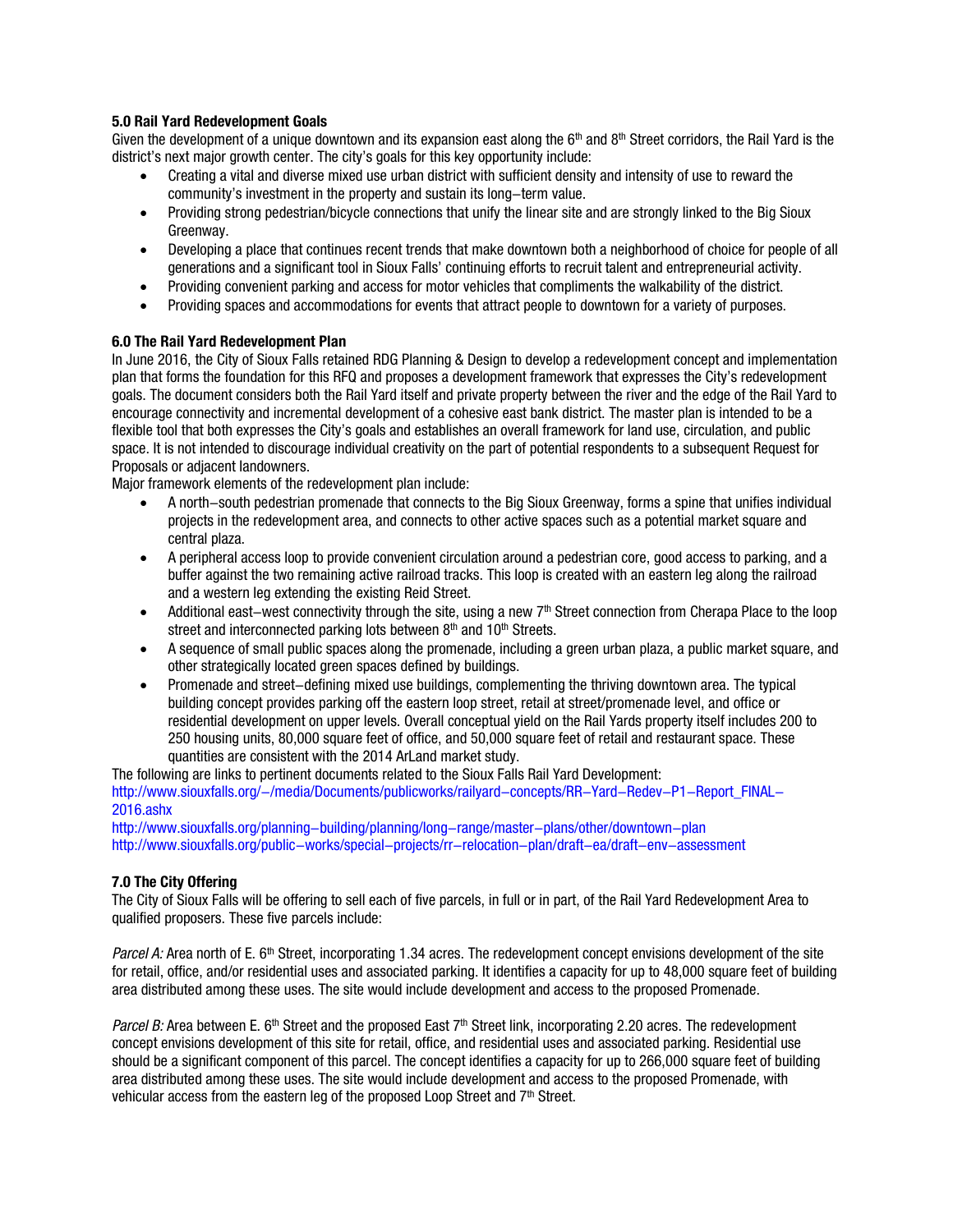### 5.0 Rail Yard Redevelopment Goals

Given the development of a unique downtown and its expansion east along the 6th and 8th Street corridors, the Rail Yard is the district's next major growth center. The city's goals for this key opportunity include:

- Creating a vital and diverse mixed use urban district with sufficient density and intensity of use to reward the community's investment in the property and sustain its long–term value.
- Providing strong pedestrian/bicycle connections that unify the linear site and are strongly linked to the Big Sioux Greenway.
- Developing a place that continues recent trends that make downtown both a neighborhood of choice for people of all generations and a significant tool in Sioux Falls' continuing efforts to recruit talent and entrepreneurial activity.
- Providing convenient parking and access for motor vehicles that compliments the walkability of the district.
- Providing spaces and accommodations for events that attract people to downtown for a variety of purposes.

### 6.0 The Rail Yard Redevelopment Plan

In June 2016, the City of Sioux Falls retained RDG Planning & Design to develop a redevelopment concept and implementation plan that forms the foundation for this RFQ and proposes a development framework that expresses the City's redevelopment goals. The document considers both the Rail Yard itself and private property between the river and the edge of the Rail Yard to encourage connectivity and incremental development of a cohesive east bank district. The master plan is intended to be a flexible tool that both expresses the City's goals and establishes an overall framework for land use, circulation, and public space. It is not intended to discourage individual creativity on the part of potential respondents to a subsequent Request for Proposals or adjacent landowners.

Major framework elements of the redevelopment plan include:

- A north–south pedestrian promenade that connects to the Big Sioux Greenway, forms a spine that unifies individual projects in the redevelopment area, and connects to other active spaces such as a potential market square and central plaza.
- A peripheral access loop to provide convenient circulation around a pedestrian core, good access to parking, and a buffer against the two remaining active railroad tracks. This loop is created with an eastern leg along the railroad and a western leg extending the existing Reid Street.
- Additional east–west connectivity through the site, using a new 7th Street connection from Cherapa Place to the loop street and interconnected parking lots between 8th and 10th Streets.
- A sequence of small public spaces along the promenade, including a green urban plaza, a public market square, and other strategically located green spaces defined by buildings.
- Promenade and street–defining mixed use buildings, complementing the thriving downtown area. The typical building concept provides parking off the eastern loop street, retail at street/promenade level, and office or residential development on upper levels. Overall conceptual yield on the Rail Yards property itself includes 200 to 250 housing units, 80,000 square feet of office, and 50,000 square feet of retail and restaurant space. These quantities are consistent with the 2014 ArLand market study.

The following are links to pertinent documents related to the Sioux Falls Rail Yard Development:

http://www.siouxfalls.org/–/media/Documents/publicworks/railyard–concepts/RR–Yard–Redev–P1–Report_FINAL–2016.ashx

http://www.siouxfalls.org/planning–building/planning/long–range/master–plans/other/downtown–plan

http://www.siouxfalls.org/public–works/special–projects/rr–relocation–plan/draft–ea/draft–env–assessment

### 7.0 The City Offering

The City of Sioux Falls will be offering to sell each of five parcels, in full or in part, of the Rail Yard Redevelopment Area to qualified proposers. These five parcels include:

*Parcel A:* Area north of E. 6th Street, incorporating 1.34 acres. The redevelopment concept envisions development of the site for retail, office, and/or residential uses and associated parking. It identifies a capacity for up to 48,000 square feet of building area distributed among these uses. The site would include development and access to the proposed Promenade.

*Parcel B:* Area between E. 6th Street and the proposed East 7th Street link, incorporating 2.20 acres. The redevelopment concept envisions development of this site for retail, office, and residential uses and associated parking. Residential use should be a significant component of this parcel. The concept identifies a capacity for up to 266,000 square feet of building area distributed among these uses. The site would include development and access to the proposed Promenade, with vehicular access from the eastern leg of the proposed Loop Street and 7th Street.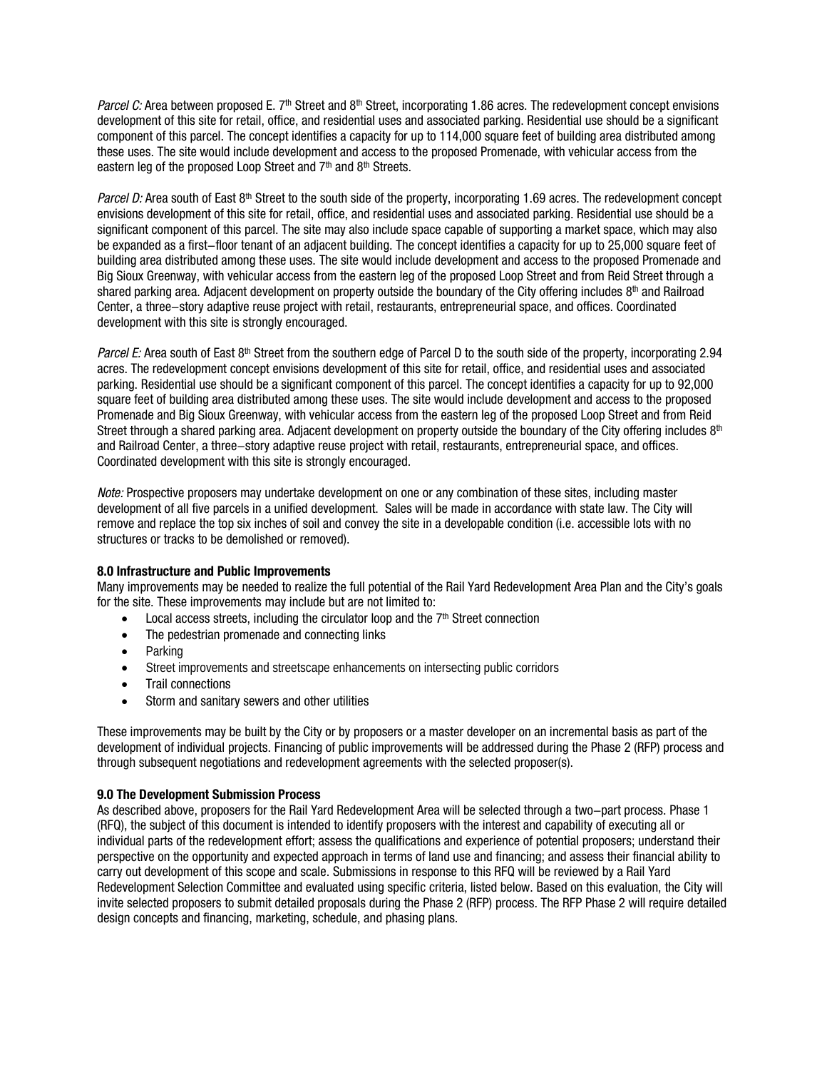*Parcel C:* Area between proposed E. 7th Street and 8th Street, incorporating 1.86 acres. The redevelopment concept envisions development of this site for retail, office, and residential uses and associated parking. Residential use should be a significant component of this parcel. The concept identifies a capacity for up to 114,000 square feet of building area distributed among these uses. The site would include development and access to the proposed Promenade, with vehicular access from the eastern leg of the proposed Loop Street and 7th and 8th Streets.

*Parcel D:* Area south of East 8th Street to the south side of the property, incorporating 1.69 acres. The redevelopment concept envisions development of this site for retail, office, and residential uses and associated parking. Residential use should be a significant component of this parcel. The site may also include space capable of supporting a market space, which may also be expanded as a first–floor tenant of an adjacent building. The concept identifies a capacity for up to 25,000 square feet of building area distributed among these uses. The site would include development and access to the proposed Promenade and Big Sioux Greenway, with vehicular access from the eastern leg of the proposed Loop Street and from Reid Street through a shared parking area. Adjacent development on property outside the boundary of the City offering includes 8th and Railroad Center, a three–story adaptive reuse project with retail, restaurants, entrepreneurial space, and offices. Coordinated development with this site is strongly encouraged.

*Parcel E:* Area south of East 8th Street from the southern edge of Parcel D to the south side of the property, incorporating 2.94 acres. The redevelopment concept envisions development of this site for retail, office, and residential uses and associated parking. Residential use should be a significant component of this parcel. The concept identifies a capacity for up to 92,000 square feet of building area distributed among these uses. The site would include development and access to the proposed Promenade and Big Sioux Greenway, with vehicular access from the eastern leg of the proposed Loop Street and from Reid Street through a shared parking area. Adjacent development on property outside the boundary of the City offering includes 8th and Railroad Center, a three–story adaptive reuse project with retail, restaurants, entrepreneurial space, and offices. Coordinated development with this site is strongly encouraged.

*Note:* Prospective proposers may undertake development on one or any combination of these sites, including master development of all five parcels in a unified development. Sales will be made in accordance with state law. The City will remove and replace the top six inches of soil and convey the site in a developable condition (i.e. accessible lots with no structures or tracks to be demolished or removed).

### 8.0 Infrastructure and Public Improvements

Many improvements may be needed to realize the full potential of the Rail Yard Redevelopment Area Plan and the City's goals for the site. These improvements may include but are not limited to:

- Local access streets, including the circulator loop and the 7th Street connection
- The pedestrian promenade and connecting links
- Parking
- Street improvements and streetscape enhancements on intersecting public corridors
- Trail connections
- Storm and sanitary sewers and other utilities

These improvements may be built by the City or by proposers or a master developer on an incremental basis as part of the development of individual projects. Financing of public improvements will be addressed during the Phase 2 (RFP) process and through subsequent negotiations and redevelopment agreements with the selected proposer(s).

### 9.0 The Development Submission Process

As described above, proposers for the Rail Yard Redevelopment Area will be selected through a two–part process. Phase 1 (RFQ), the subject of this document is intended to identify proposers with the interest and capability of executing all or individual parts of the redevelopment effort; assess the qualifications and experience of potential proposers; understand their perspective on the opportunity and expected approach in terms of land use and financing; and assess their financial ability to carry out development of this scope and scale. Submissions in response to this RFQ will be reviewed by a Rail Yard Redevelopment Selection Committee and evaluated using specific criteria, listed below. Based on this evaluation, the City will invite selected proposers to submit detailed proposals during the Phase 2 (RFP) process. The RFP Phase 2 will require detailed design concepts and financing, marketing, schedule, and phasing plans.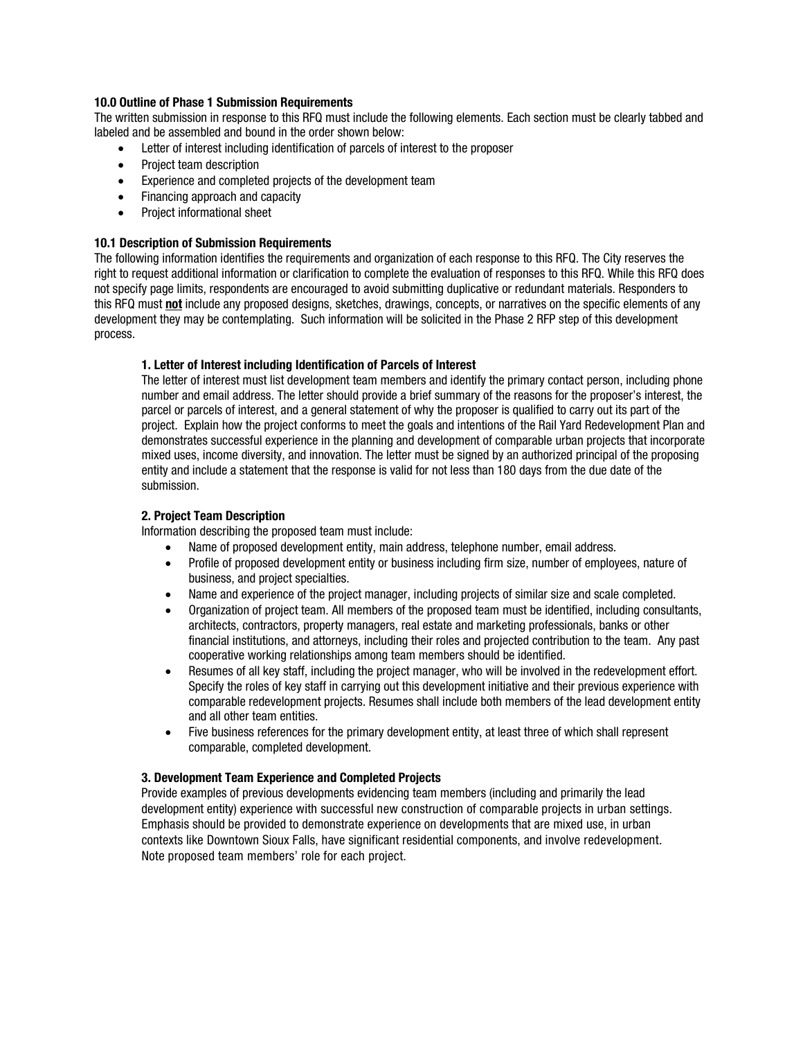### 10.0 Outline of Phase 1 Submission Requirements

The written submission in response to this RFQ must include the following elements. Each section must be clearly tabbed and labeled and be assembled and bound in the order shown below:

- Letter of interest including identification of parcels of interest to the proposer
- Project team description
- Experience and completed projects of the development team
- Financing approach and capacity
- Project informational sheet

### 10.1 Description of Submission Requirements

The following information identifies the requirements and organization of each response to this RFQ. The City reserves the right to request additional information or clarification to complete the evaluation of responses to this RFQ. While this RFQ does not specify page limits, respondents are encouraged to avoid submitting duplicative or redundant materials. Responders to this RFQ must **not** include any proposed designs, sketches, drawings, concepts, or narratives on the specific elements of any development they may be contemplating. Such information will be solicited in the Phase 2 RFP step of this development process.

#### 1. Letter of Interest including Identification of Parcels of Interest

The letter of interest must list development team members and identify the primary contact person, including phone number and email address. The letter should provide a brief summary of the reasons for the proposer's interest, the parcel or parcels of interest, and a general statement of why the proposer is qualified to carry out its part of the project. Explain how the project conforms to meet the goals and intentions of the Rail Yard Redevelopment Plan and demonstrates successful experience in the planning and development of comparable urban projects that incorporate mixed uses, income diversity, and innovation. The letter must be signed by an authorized principal of the proposing entity and include a statement that the response is valid for not less than 180 days from the due date of the submission.

#### 2. Project Team Description

Information describing the proposed team must include:

- Name of proposed development entity, main address, telephone number, email address.
- Profile of proposed development entity or business including firm size, number of employees, nature of business, and project specialties.
- Name and experience of the project manager, including projects of similar size and scale completed.
- Organization of project team. All members of the proposed team must be identified, including consultants, architects, contractors, property managers, real estate and marketing professionals, banks or other financial institutions, and attorneys, including their roles and projected contribution to the team. Any past cooperative working relationships among team members should be identified.
- Resumes of all key staff, including the project manager, who will be involved in the redevelopment effort. Specify the roles of key staff in carrying out this development initiative and their previous experience with comparable redevelopment projects. Resumes shall include both members of the lead development entity and all other team entities.
- Five business references for the primary development entity, at least three of which shall represent comparable, completed development.

#### 3. Development Team Experience and Completed Projects

Provide examples of previous developments evidencing team members (including and primarily the lead development entity) experience with successful new construction of comparable projects in urban settings. Emphasis should be provided to demonstrate experience on developments that are mixed use, in urban contexts like Downtown Sioux Falls, have significant residential components, and involve redevelopment. Note proposed team members' role for each project.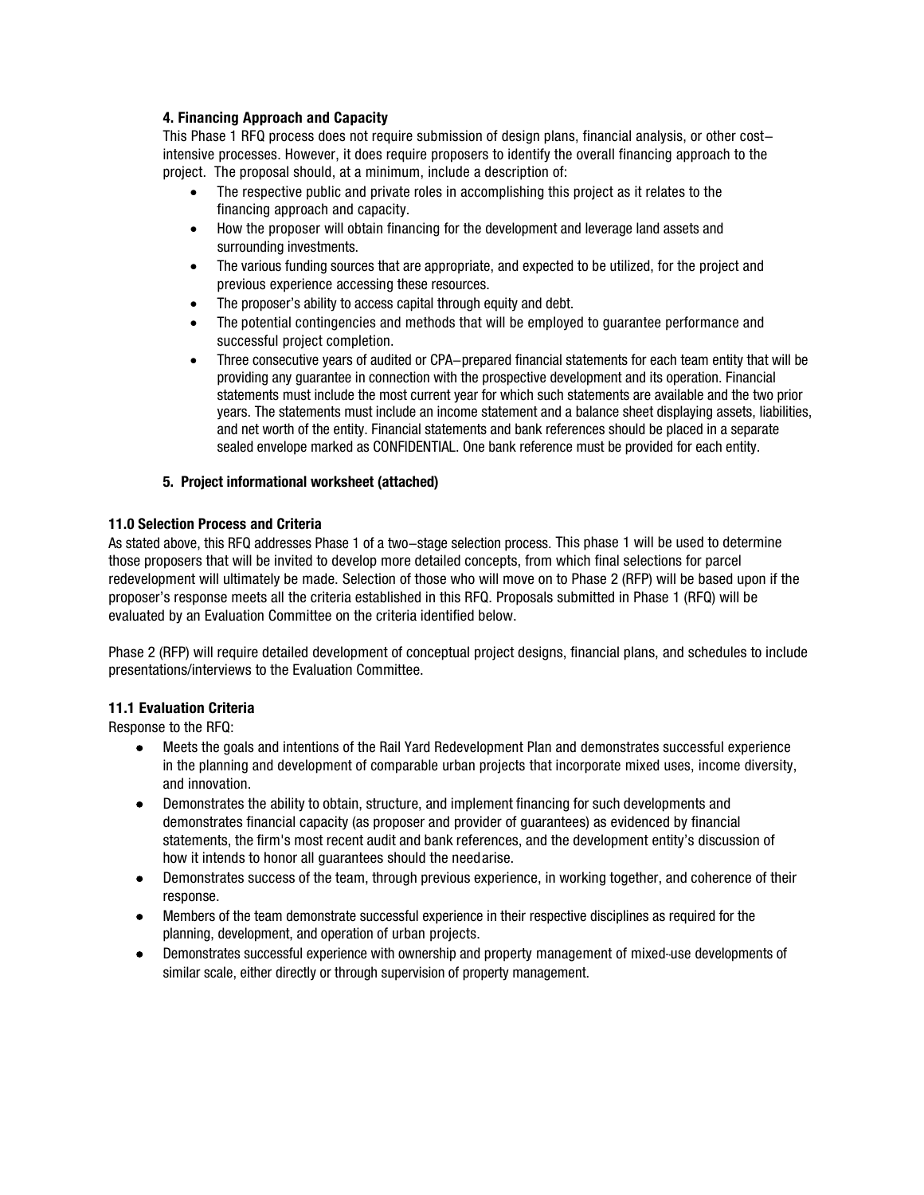#### 4. Financing Approach and Capacity

This Phase 1 RFQ process does not require submission of design plans, financial analysis, or other cost–intensive processes. However, it does require proposers to identify the overall financing approach to the project. The proposal should, at a minimum, include a description of:

- The respective public and private roles in accomplishing this project as it relates to the financing approach and capacity.
- How the proposer will obtain financing for the development and leverage land assets and surrounding investments.
- The various funding sources that are appropriate, and expected to be utilized, for the project and previous experience accessing these resources.
- The proposer's ability to access capital through equity and debt.
- The potential contingencies and methods that will be employed to guarantee performance and successful project completion.
- Three consecutive years of audited or CPA–prepared financial statements for each team entity that will be providing any guarantee in connection with the prospective development and its operation. Financial statements must include the most current year for which such statements are available and the two prior years. The statements must include an income statement and a balance sheet displaying assets, liabilities, and net worth of the entity. Financial statements and bank references should be placed in a separate sealed envelope marked as CONFIDENTIAL. One bank reference must be provided for each entity.

#### 5. Project informational worksheet (attached)

### 11.0 Selection Process and Criteria

As stated above, this RFQ addresses Phase 1 of a two–stage selection process. This phase 1 will be used to determine those proposers that will be invited to develop more detailed concepts, from which final selections for parcel redevelopment will ultimately be made. Selection of those who will move on to Phase 2 (RFP) will be based upon if the proposer's response meets all the criteria established in this RFQ. Proposals submitted in Phase 1 (RFQ) will be evaluated by an Evaluation Committee on the criteria identified below.

Phase 2 (RFP) will require detailed development of conceptual project designs, financial plans, and schedules to include presentations/interviews to the Evaluation Committee.

### 11.1 Evaluation Criteria

Response to the RFQ:

- Meets the goals and intentions of the Rail Yard Redevelopment Plan and demonstrates successful experience in the planning and development of comparable urban projects that incorporate mixed uses, income diversity, and innovation.
- Demonstrates the ability to obtain, structure, and implement financing for such developments and demonstrates financial capacity (as proposer and provider of guarantees) as evidenced by financial statements, the firm's most recent audit and bank references, and the development entity's discussion of how it intends to honor all guarantees should the need arise.
- Demonstrates success of the team, through previous experience, in working together, and coherence of their response.
- Members of the team demonstrate successful experience in their respective disciplines as required for the planning, development, and operation of urban projects.
- Demonstrates successful experience with ownership and property management of mixed-use developments of similar scale, either directly or through supervision of property management.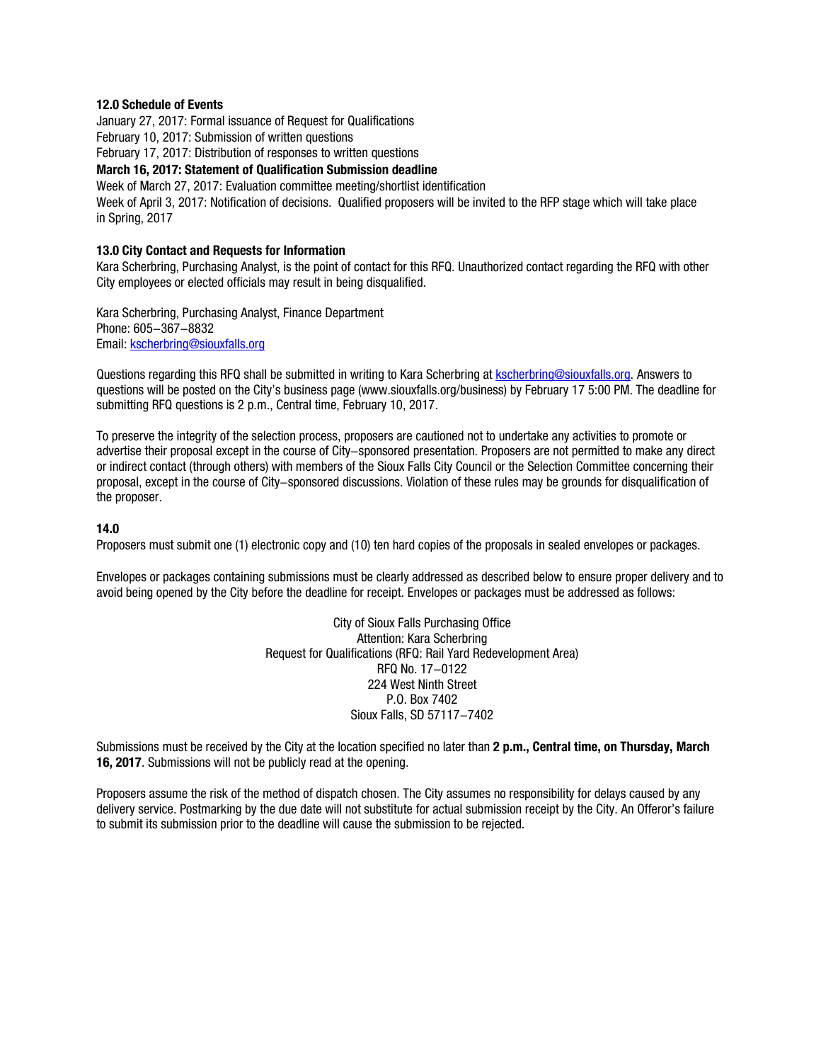**12.0 Schedule of Events**

January 27, 2017: Formal issuance of Request for Qualifications
February 10, 2017: Submission of written questions
February 17, 2017: Distribution of responses to written questions
**March 16, 2017: Statement of Qualification Submission deadline**
Week of March 27, 2017: Evaluation committee meeting/shortlist identification
Week of April 3, 2017: Notification of decisions. Qualified proposers will be invited to the RFP stage which will take place in Spring, 2017

**13.0 City Contact and Requests for Information**

Kara Scherbring, Purchasing Analyst, is the point of contact for this RFQ. Unauthorized contact regarding the RFQ with other City employees or elected officials may result in being disqualified.

Kara Scherbring, Purchasing Analyst, Finance Department
Phone: 605–367–8832
Email: kscherbring@siouxfalls.org

Questions regarding this RFQ shall be submitted in writing to Kara Scherbring at kscherbring@siouxfalls.org. Answers to questions will be posted on the City's business page (www.siouxfalls.org/business) by February 17 5:00 PM. The deadline for submitting RFQ questions is 2 p.m., Central time, February 10, 2017.

To preserve the integrity of the selection process, proposers are cautioned not to undertake any activities to promote or advertise their proposal except in the course of City–sponsored presentation. Proposers are not permitted to make any direct or indirect contact (through others) with members of the Sioux Falls City Council or the Selection Committee concerning their proposal, except in the course of City–sponsored discussions. Violation of these rules may be grounds for disqualification of the proposer.

**14.0**

Proposers must submit one (1) electronic copy and (10) ten hard copies of the proposals in sealed envelopes or packages.

Envelopes or packages containing submissions must be clearly addressed as described below to ensure proper delivery and to avoid being opened by the City before the deadline for receipt. Envelopes or packages must be addressed as follows:

City of Sioux Falls Purchasing Office
Attention: Kara Scherbring
Request for Qualifications (RFQ: Rail Yard Redevelopment Area)
RFQ No. 17–0122
224 West Ninth Street
P.O. Box 7402
Sioux Falls, SD 57117–7402

Submissions must be received by the City at the location specified no later than **2 p.m., Central time, on Thursday, March 16, 2017**. Submissions will not be publicly read at the opening.

Proposers assume the risk of the method of dispatch chosen. The City assumes no responsibility for delays caused by any delivery service. Postmarking by the due date will not substitute for actual submission receipt by the City. An Offeror's failure to submit its submission prior to the deadline will cause the submission to be rejected.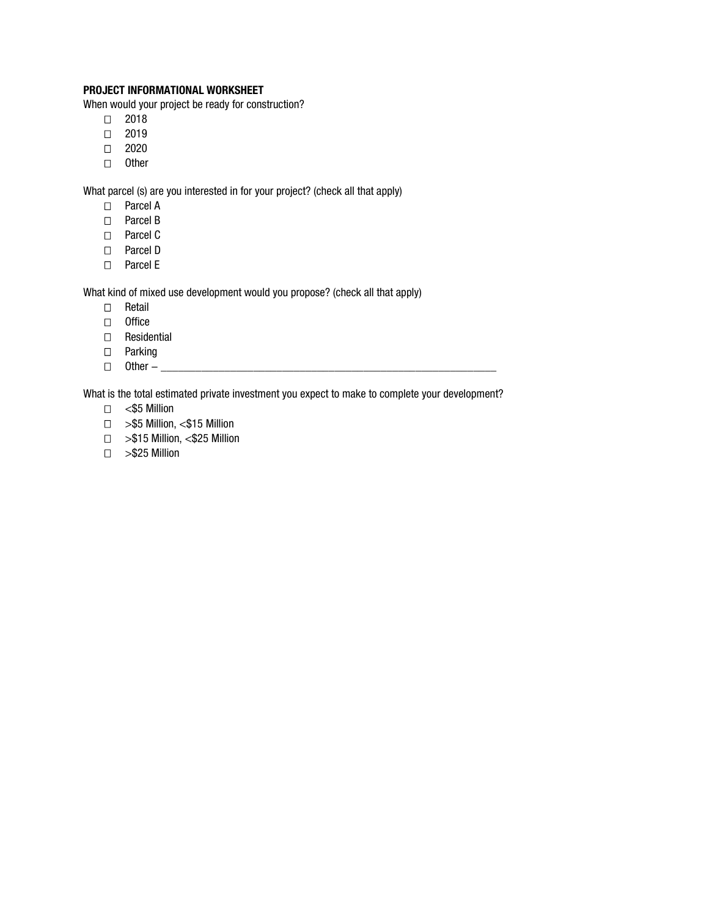**PROJECT INFORMATIONAL WORKSHEET**

When would your project be ready for construction?

- ☐ 2018
- ☐ 2019
- ☐ 2020
- ☐ Other

What parcel (s) are you interested in for your project? (check all that apply)

- ☐ Parcel A
- ☐ Parcel B
- ☐ Parcel C
- ☐ Parcel D
- ☐ Parcel E

What kind of mixed use development would you propose? (check all that apply)

- ☐ Retail
- ☐ Office
- ☐ Residential
- ☐ Parking
- ☐ Other – ______________________________________________________________

What is the total estimated private investment you expect to make to complete your development?

- ☐ <$5 Million
- ☐ >$5 Million, <$15 Million
- ☐ >$15 Million, <$25 Million
- ☐ >$25 Million